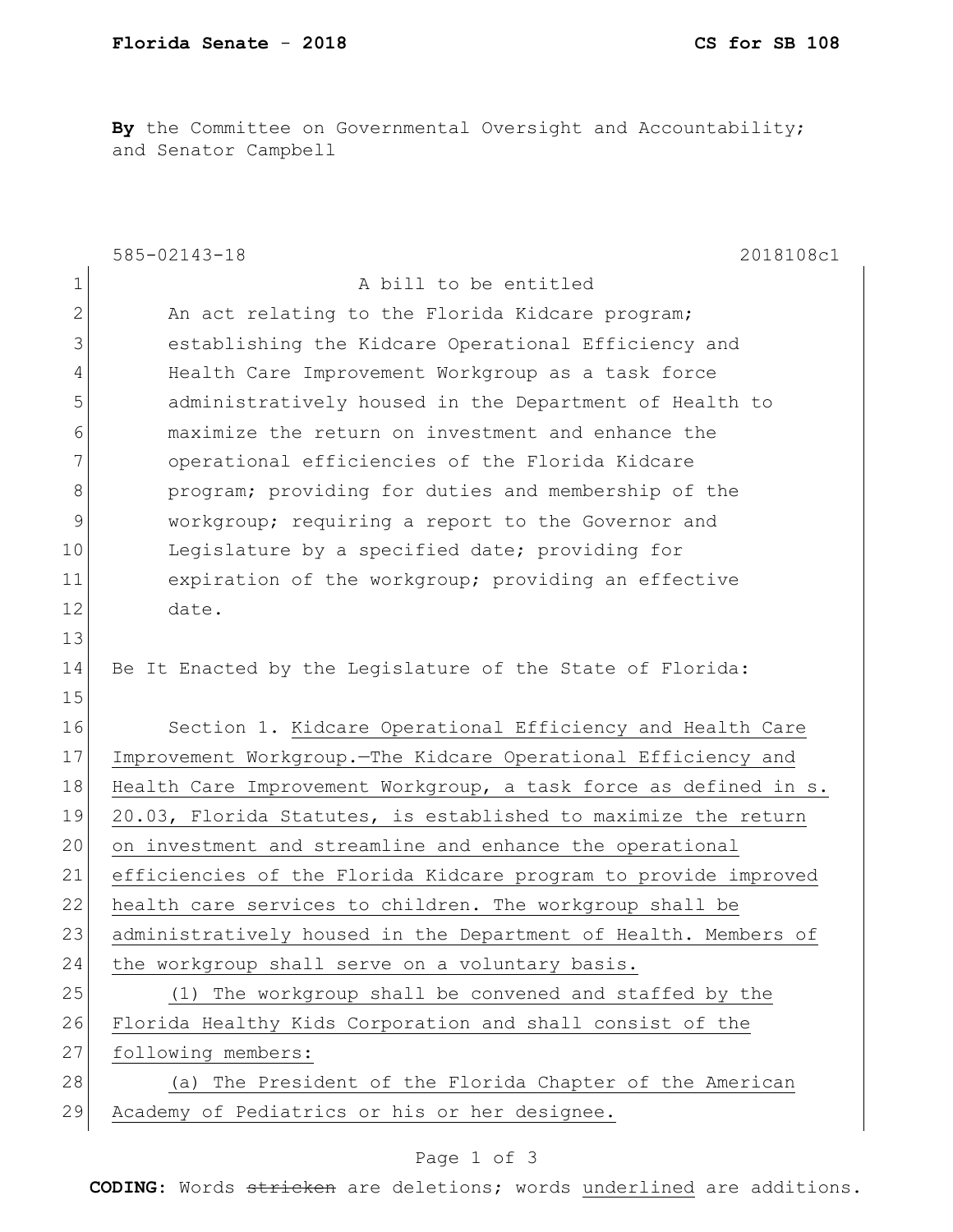**By** the Committee on Governmental Oversight and Accountability; and Senator Campbell

585-02143-18 2018108c1

A bill to be entitled

An act relating to the Florida Kidcare program; establishing the Kidcare Operational Efficiency and Health Care Improvement Workgroup as a task force administratively housed in the Department of Health to maximize the return on investment and enhance the operational efficiencies of the Florida Kidcare program; providing for duties and membership of the workgroup; requiring a report to the Governor and Legislature by a specified date; providing for expiration of the workgroup; providing an effective date.

Be It Enacted by the Legislature of the State of Florida:

Section 1. Kidcare Operational Efficiency and Health Care Improvement Workgroup.—The Kidcare Operational Efficiency and Health Care Improvement Workgroup, a task force as defined in s. 20.03, Florida Statutes, is established to maximize the return on investment and streamline and enhance the operational efficiencies of the Florida Kidcare program to provide improved health care services to children. The workgroup shall be administratively housed in the Department of Health. Members of the workgroup shall serve on a voluntary basis.

(1) The workgroup shall be convened and staffed by the Florida Healthy Kids Corporation and shall consist of the following members:

(a) The President of the Florida Chapter of the American Academy of Pediatrics or his or her designee.

**CODING:** Words ~~stricken~~ are deletions; words underlined are additions.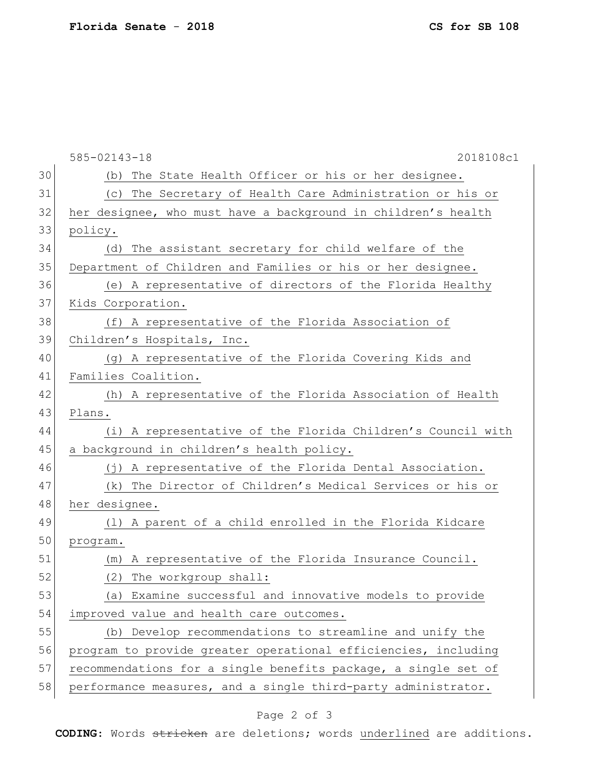585-02143-18 2018108c1

(b) The State Health Officer or his or her designee.

(c) The Secretary of Health Care Administration or his or her designee, who must have a background in children's health policy.

(d) The assistant secretary for child welfare of the Department of Children and Families or his or her designee.

(e) A representative of directors of the Florida Healthy Kids Corporation.

(f) A representative of the Florida Association of Children's Hospitals, Inc.

(g) A representative of the Florida Covering Kids and Families Coalition.

(h) A representative of the Florida Association of Health Plans.

(i) A representative of the Florida Children's Council with a background in children's health policy.

(j) A representative of the Florida Dental Association.

(k) The Director of Children's Medical Services or his or her designee.

(l) A parent of a child enrolled in the Florida Kidcare program.

(m) A representative of the Florida Insurance Council.

(2) The workgroup shall:

(a) Examine successful and innovative models to provide improved value and health care outcomes.

(b) Develop recommendations to streamline and unify the program to provide greater operational efficiencies, including recommendations for a single benefits package, a single set of performance measures, and a single third-party administrator.

**CODING:** Words ~~stricken~~ are deletions; words underlined are additions.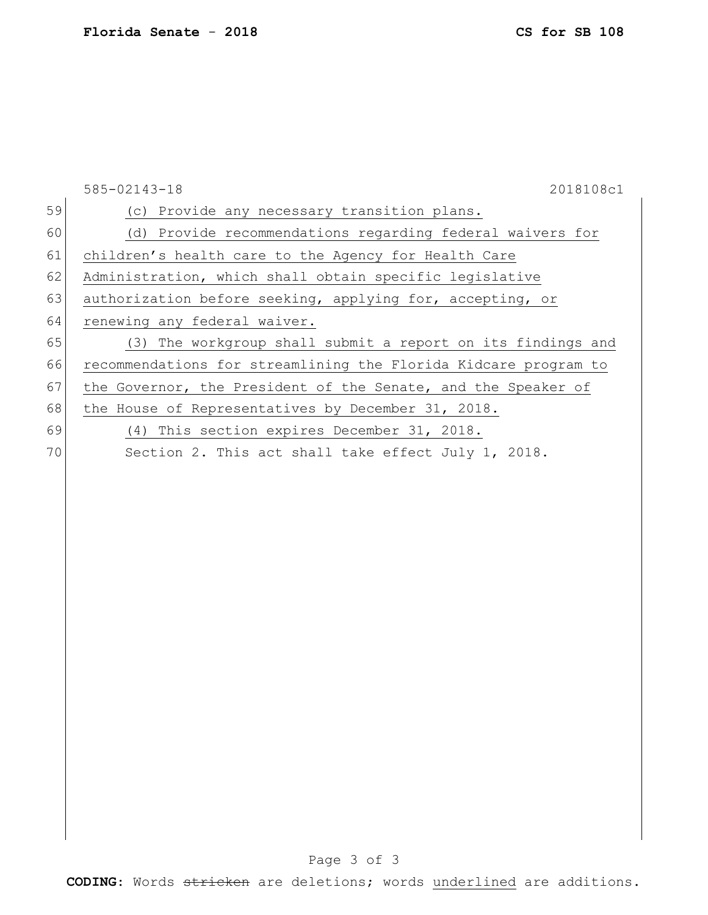(c) Provide any necessary transition plans.

(d) Provide recommendations regarding federal waivers for children's health care to the Agency for Health Care Administration, which shall obtain specific legislative authorization before seeking, applying for, accepting, or renewing any federal waiver.

(3) The workgroup shall submit a report on its findings and recommendations for streamlining the Florida Kidcare program to the Governor, the President of the Senate, and the Speaker of the House of Representatives by December 31, 2018.

(4) This section expires December 31, 2018.

Section 2. This act shall take effect July 1, 2018.

**CODING:** Words ~~stricken~~ are deletions; words underlined are additions.